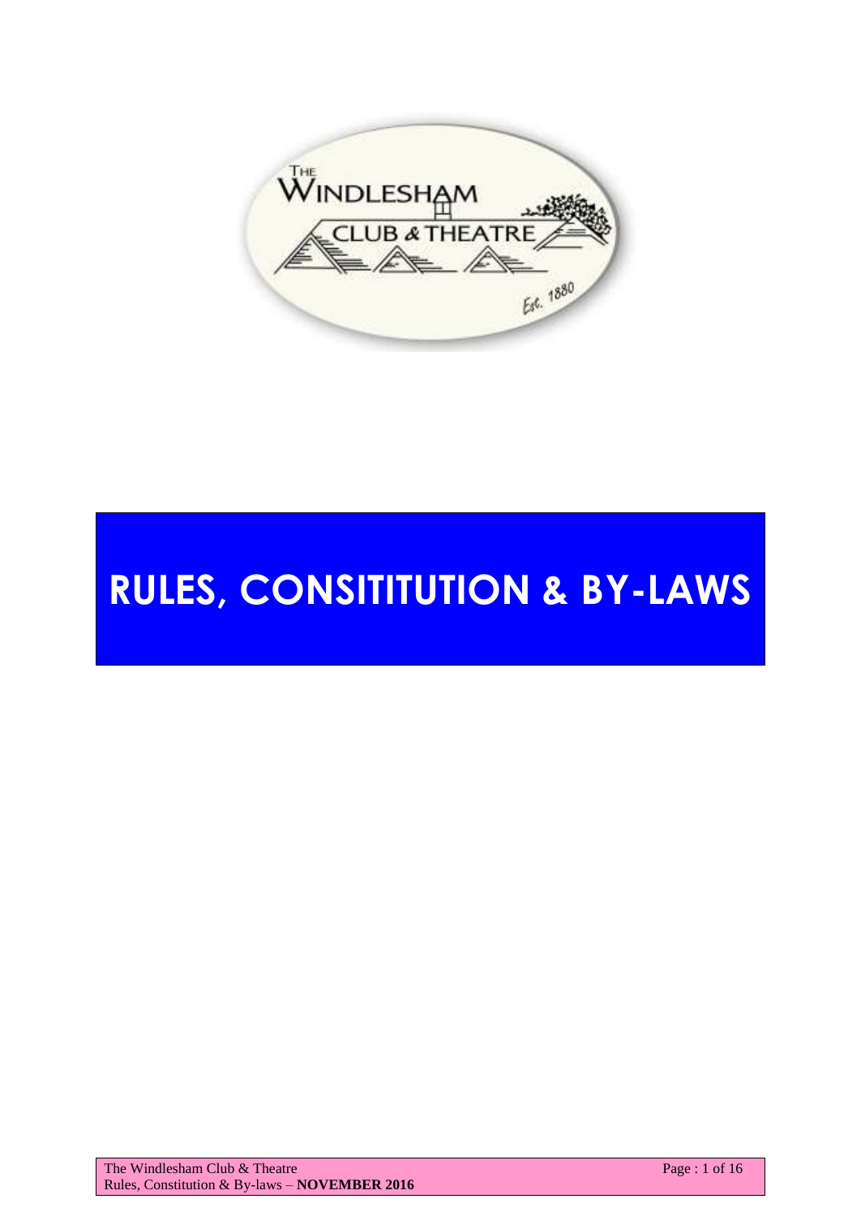# RULES, CONSITITUTION & BY-LAWS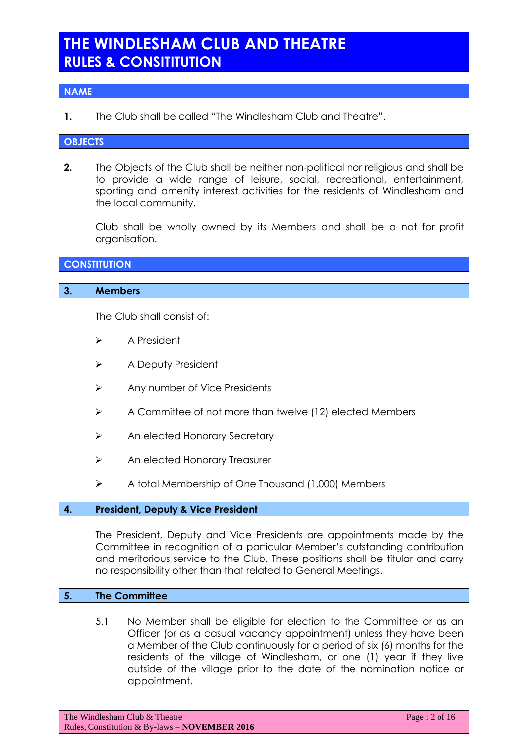# THE WINDLESHAM CLUB AND THEATRE
# RULES & CONSITITUTION

## NAME

**1.** The Club shall be called "The Windlesham Club and Theatre".

## OBJECTS

**2.** The Objects of the Club shall be neither non-political nor religious and shall be to provide a wide range of leisure, social, recreational, entertainment, sporting and amenity interest activities for the residents of Windlesham and the local community.

Club shall be wholly owned by its Members and shall be a not for profit organisation.

## CONSTITUTION

### 3. Members

The Club shall consist of:

- A President
- A Deputy President
- Any number of Vice Presidents
- A Committee of not more than twelve (12) elected Members
- An elected Honorary Secretary
- An elected Honorary Treasurer
- A total Membership of One Thousand (1,000) Members

### 4. President, Deputy & Vice President

The President, Deputy and Vice Presidents are appointments made by the Committee in recognition of a particular Member's outstanding contribution and meritorious service to the Club. These positions shall be titular and carry no responsibility other than that related to General Meetings.

### 5. The Committee

5.1 No Member shall be eligible for election to the Committee or as an Officer (or as a casual vacancy appointment) unless they have been a Member of the Club continuously for a period of six (6) months for the residents of the village of Windlesham, or one (1) year if they live outside of the village prior to the date of the nomination notice or appointment.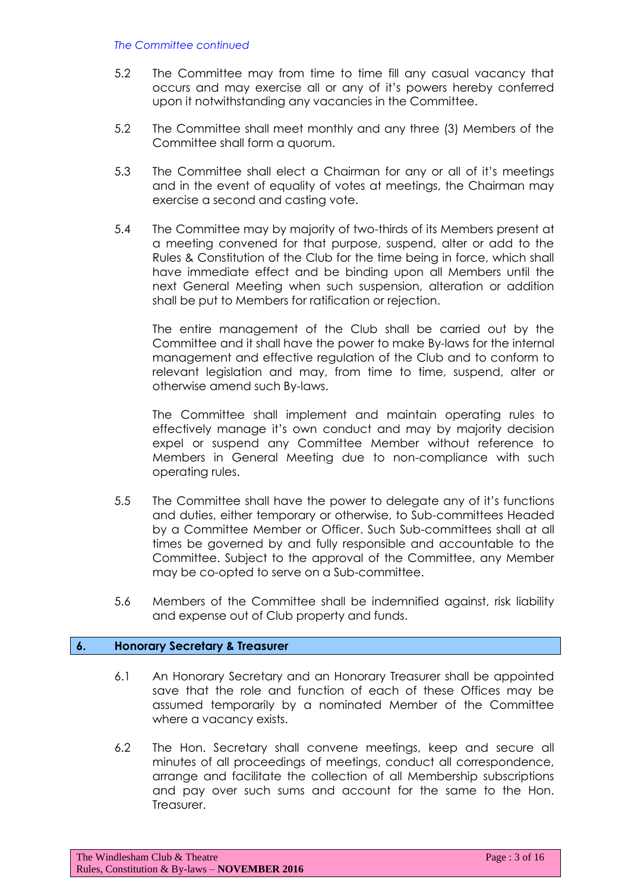*The Committee continued*

5.2 The Committee may from time to time fill any casual vacancy that occurs and may exercise all or any of it's powers hereby conferred upon it notwithstanding any vacancies in the Committee.

5.2 The Committee shall meet monthly and any three (3) Members of the Committee shall form a quorum.

5.3 The Committee shall elect a Chairman for any or all of it's meetings and in the event of equality of votes at meetings, the Chairman may exercise a second and casting vote.

5.4 The Committee may by majority of two-thirds of its Members present at a meeting convened for that purpose, suspend, alter or add to the Rules & Constitution of the Club for the time being in force, which shall have immediate effect and be binding upon all Members until the next General Meeting when such suspension, alteration or addition shall be put to Members for ratification or rejection.

The entire management of the Club shall be carried out by the Committee and it shall have the power to make By-laws for the internal management and effective regulation of the Club and to conform to relevant legislation and may, from time to time, suspend, alter or otherwise amend such By-laws.

The Committee shall implement and maintain operating rules to effectively manage it's own conduct and may by majority decision expel or suspend any Committee Member without reference to Members in General Meeting due to non-compliance with such operating rules.

5.5 The Committee shall have the power to delegate any of it's functions and duties, either temporary or otherwise, to Sub-committees Headed by a Committee Member or Officer. Such Sub-committees shall at all times be governed by and fully responsible and accountable to the Committee. Subject to the approval of the Committee, any Member may be co-opted to serve on a Sub-committee.

5.6 Members of the Committee shall be indemnified against, risk liability and expense out of Club property and funds.

## 6. Honorary Secretary & Treasurer

6.1 An Honorary Secretary and an Honorary Treasurer shall be appointed save that the role and function of each of these Offices may be assumed temporarily by a nominated Member of the Committee where a vacancy exists.

6.2 The Hon. Secretary shall convene meetings, keep and secure all minutes of all proceedings of meetings, conduct all correspondence, arrange and facilitate the collection of all Membership subscriptions and pay over such sums and account for the same to the Hon. Treasurer.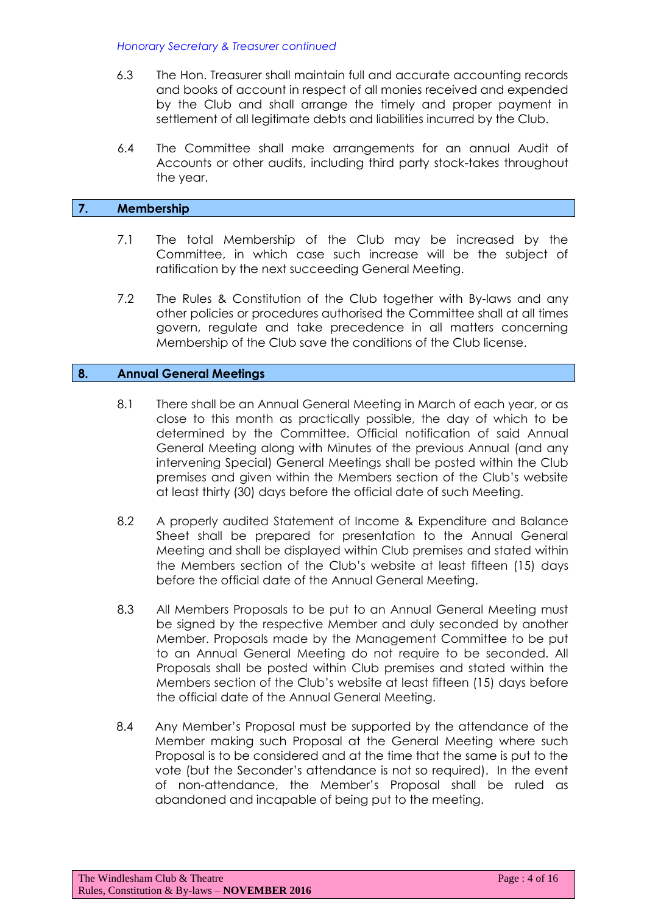*Honorary Secretary & Treasurer continued*

6.3 The Hon. Treasurer shall maintain full and accurate accounting records and books of account in respect of all monies received and expended by the Club and shall arrange the timely and proper payment in settlement of all legitimate debts and liabilities incurred by the Club.

6.4 The Committee shall make arrangements for an annual Audit of Accounts or other audits, including third party stock-takes throughout the year.

## 7. Membership

7.1 The total Membership of the Club may be increased by the Committee, in which case such increase will be the subject of ratification by the next succeeding General Meeting.

7.2 The Rules & Constitution of the Club together with By-laws and any other policies or procedures authorised the Committee shall at all times govern, regulate and take precedence in all matters concerning Membership of the Club save the conditions of the Club license.

## 8. Annual General Meetings

8.1 There shall be an Annual General Meeting in March of each year, or as close to this month as practically possible, the day of which to be determined by the Committee. Official notification of said Annual General Meeting along with Minutes of the previous Annual (and any intervening Special) General Meetings shall be posted within the Club premises and given within the Members section of the Club's website at least thirty (30) days before the official date of such Meeting.

8.2 A properly audited Statement of Income & Expenditure and Balance Sheet shall be prepared for presentation to the Annual General Meeting and shall be displayed within Club premises and stated within the Members section of the Club's website at least fifteen (15) days before the official date of the Annual General Meeting.

8.3 All Members Proposals to be put to an Annual General Meeting must be signed by the respective Member and duly seconded by another Member. Proposals made by the Management Committee to be put to an Annual General Meeting do not require to be seconded. All Proposals shall be posted within Club premises and stated within the Members section of the Club's website at least fifteen (15) days before the official date of the Annual General Meeting.

8.4 Any Member's Proposal must be supported by the attendance of the Member making such Proposal at the General Meeting where such Proposal is to be considered and at the time that the same is put to the vote (but the Seconder's attendance is not so required). In the event of non-attendance, the Member's Proposal shall be ruled as abandoned and incapable of being put to the meeting.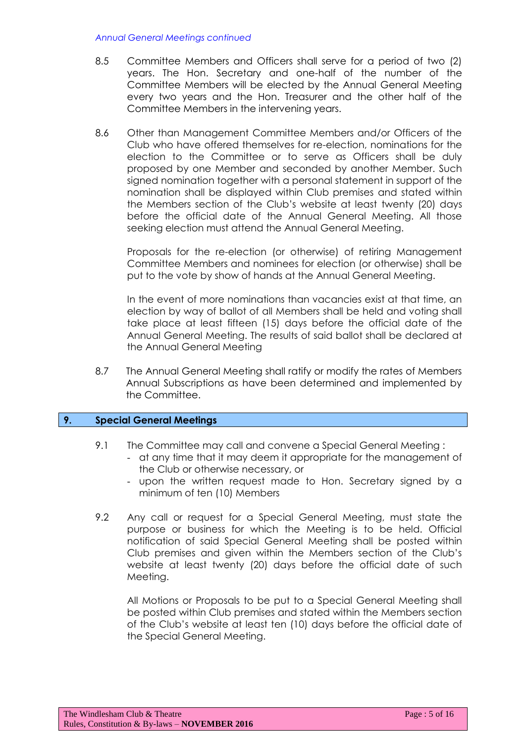*Annual General Meetings continued*

8.5 Committee Members and Officers shall serve for a period of two (2) years. The Hon. Secretary and one-half of the number of the Committee Members will be elected by the Annual General Meeting every two years and the Hon. Treasurer and the other half of the Committee Members in the intervening years.

8.6 Other than Management Committee Members and/or Officers of the Club who have offered themselves for re-election, nominations for the election to the Committee or to serve as Officers shall be duly proposed by one Member and seconded by another Member. Such signed nomination together with a personal statement in support of the nomination shall be displayed within Club premises and stated within the Members section of the Club's website at least twenty (20) days before the official date of the Annual General Meeting. All those seeking election must attend the Annual General Meeting.

Proposals for the re-election (or otherwise) of retiring Management Committee Members and nominees for election (or otherwise) shall be put to the vote by show of hands at the Annual General Meeting.

In the event of more nominations than vacancies exist at that time, an election by way of ballot of all Members shall be held and voting shall take place at least fifteen (15) days before the official date of the Annual General Meeting. The results of said ballot shall be declared at the Annual General Meeting

8.7 The Annual General Meeting shall ratify or modify the rates of Members Annual Subscriptions as have been determined and implemented by the Committee.

## 9. Special General Meetings

9.1 The Committee may call and convene a Special General Meeting :

- at any time that it may deem it appropriate for the management of the Club or otherwise necessary, or
- upon the written request made to Hon. Secretary signed by a minimum of ten (10) Members

9.2 Any call or request for a Special General Meeting, must state the purpose or business for which the Meeting is to be held. Official notification of said Special General Meeting shall be posted within Club premises and given within the Members section of the Club's website at least twenty (20) days before the official date of such Meeting.

All Motions or Proposals to be put to a Special General Meeting shall be posted within Club premises and stated within the Members section of the Club's website at least ten (10) days before the official date of the Special General Meeting.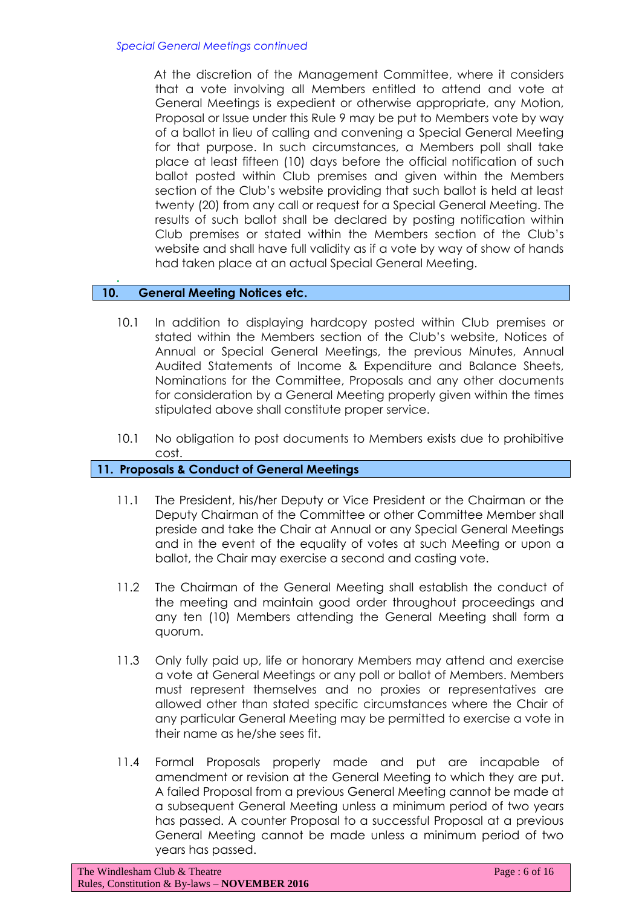*Special General Meetings continued*

At the discretion of the Management Committee, where it considers that a vote involving all Members entitled to attend and vote at General Meetings is expedient or otherwise appropriate, any Motion, Proposal or Issue under this Rule 9 may be put to Members vote by way of a ballot in lieu of calling and convening a Special General Meeting for that purpose. In such circumstances, a Members poll shall take place at least fifteen (10) days before the official notification of such ballot posted within Club premises and given within the Members section of the Club's website providing that such ballot is held at least twenty (20) from any call or request for a Special General Meeting. The results of such ballot shall be declared by posting notification within Club premises or stated within the Members section of the Club's website and shall have full validity as if a vote by way of show of hands had taken place at an actual Special General Meeting.

## 10. General Meeting Notices etc.

10.1 In addition to displaying hardcopy posted within Club premises or stated within the Members section of the Club's website, Notices of Annual or Special General Meetings, the previous Minutes, Annual Audited Statements of Income & Expenditure and Balance Sheets, Nominations for the Committee, Proposals and any other documents for consideration by a General Meeting properly given within the times stipulated above shall constitute proper service.

10.1 No obligation to post documents to Members exists due to prohibitive cost.

## 11. Proposals & Conduct of General Meetings

11.1 The President, his/her Deputy or Vice President or the Chairman or the Deputy Chairman of the Committee or other Committee Member shall preside and take the Chair at Annual or any Special General Meetings and in the event of the equality of votes at such Meeting or upon a ballot, the Chair may exercise a second and casting vote.

11.2 The Chairman of the General Meeting shall establish the conduct of the meeting and maintain good order throughout proceedings and any ten (10) Members attending the General Meeting shall form a quorum.

11.3 Only fully paid up, life or honorary Members may attend and exercise a vote at General Meetings or any poll or ballot of Members. Members must represent themselves and no proxies or representatives are allowed other than stated specific circumstances where the Chair of any particular General Meeting may be permitted to exercise a vote in their name as he/she sees fit.

11.4 Formal Proposals properly made and put are incapable of amendment or revision at the General Meeting to which they are put. A failed Proposal from a previous General Meeting cannot be made at a subsequent General Meeting unless a minimum period of two years has passed. A counter Proposal to a successful Proposal at a previous General Meeting cannot be made unless a minimum period of two years has passed.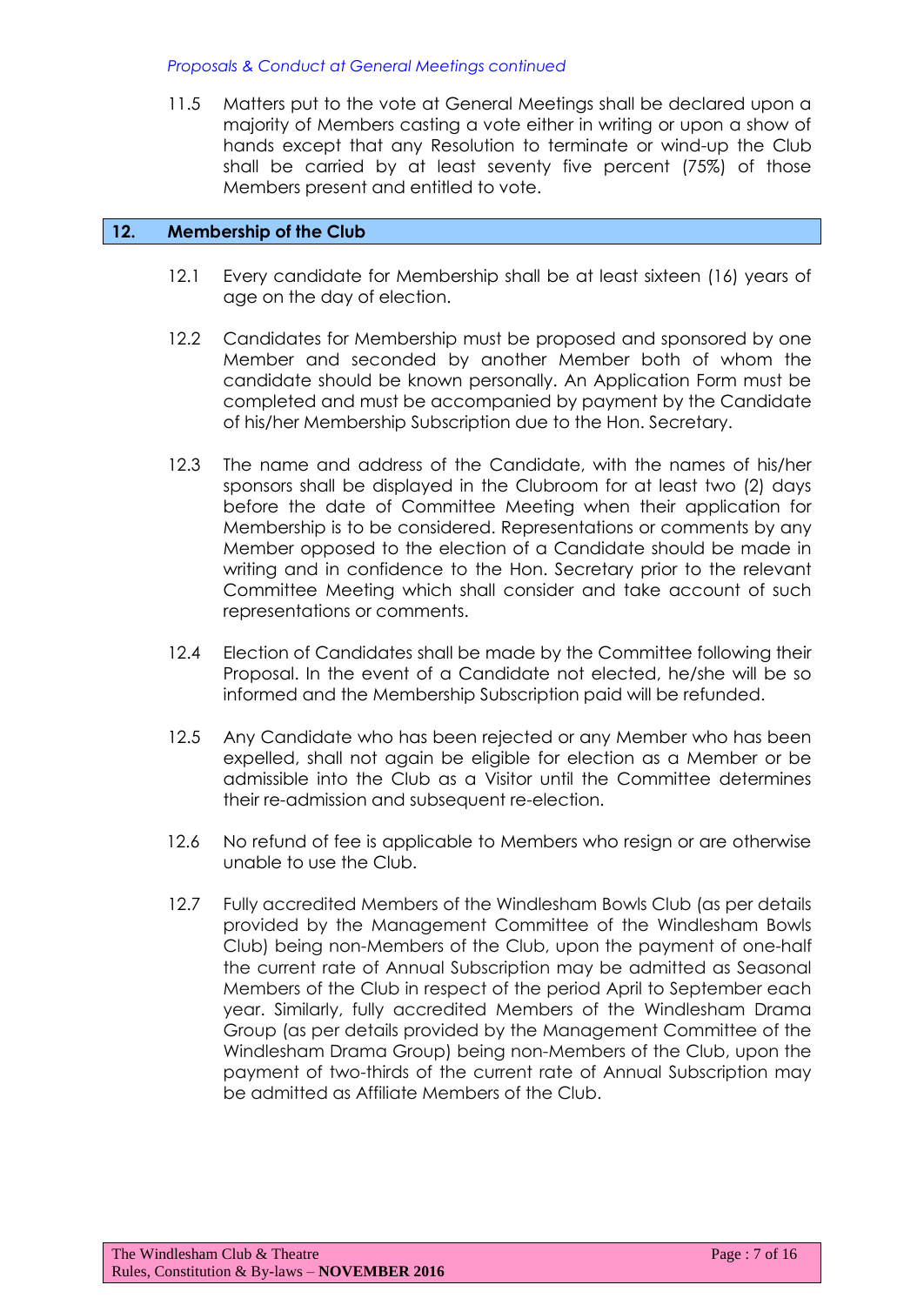*Proposals & Conduct at General Meetings continued*

11.5 Matters put to the vote at General Meetings shall be declared upon a majority of Members casting a vote either in writing or upon a show of hands except that any Resolution to terminate or wind-up the Club shall be carried by at least seventy five percent (75%) of those Members present and entitled to vote.

## 12. Membership of the Club

12.1 Every candidate for Membership shall be at least sixteen (16) years of age on the day of election.

12.2 Candidates for Membership must be proposed and sponsored by one Member and seconded by another Member both of whom the candidate should be known personally. An Application Form must be completed and must be accompanied by payment by the Candidate of his/her Membership Subscription due to the Hon. Secretary.

12.3 The name and address of the Candidate, with the names of his/her sponsors shall be displayed in the Clubroom for at least two (2) days before the date of Committee Meeting when their application for Membership is to be considered. Representations or comments by any Member opposed to the election of a Candidate should be made in writing and in confidence to the Hon. Secretary prior to the relevant Committee Meeting which shall consider and take account of such representations or comments.

12.4 Election of Candidates shall be made by the Committee following their Proposal. In the event of a Candidate not elected, he/she will be so informed and the Membership Subscription paid will be refunded.

12.5 Any Candidate who has been rejected or any Member who has been expelled, shall not again be eligible for election as a Member or be admissible into the Club as a Visitor until the Committee determines their re-admission and subsequent re-election.

12.6 No refund of fee is applicable to Members who resign or are otherwise unable to use the Club.

12.7 Fully accredited Members of the Windlesham Bowls Club (as per details provided by the Management Committee of the Windlesham Bowls Club) being non-Members of the Club, upon the payment of one-half the current rate of Annual Subscription may be admitted as Seasonal Members of the Club in respect of the period April to September each year. Similarly, fully accredited Members of the Windlesham Drama Group (as per details provided by the Management Committee of the Windlesham Drama Group) being non-Members of the Club, upon the payment of two-thirds of the current rate of Annual Subscription may be admitted as Affiliate Members of the Club.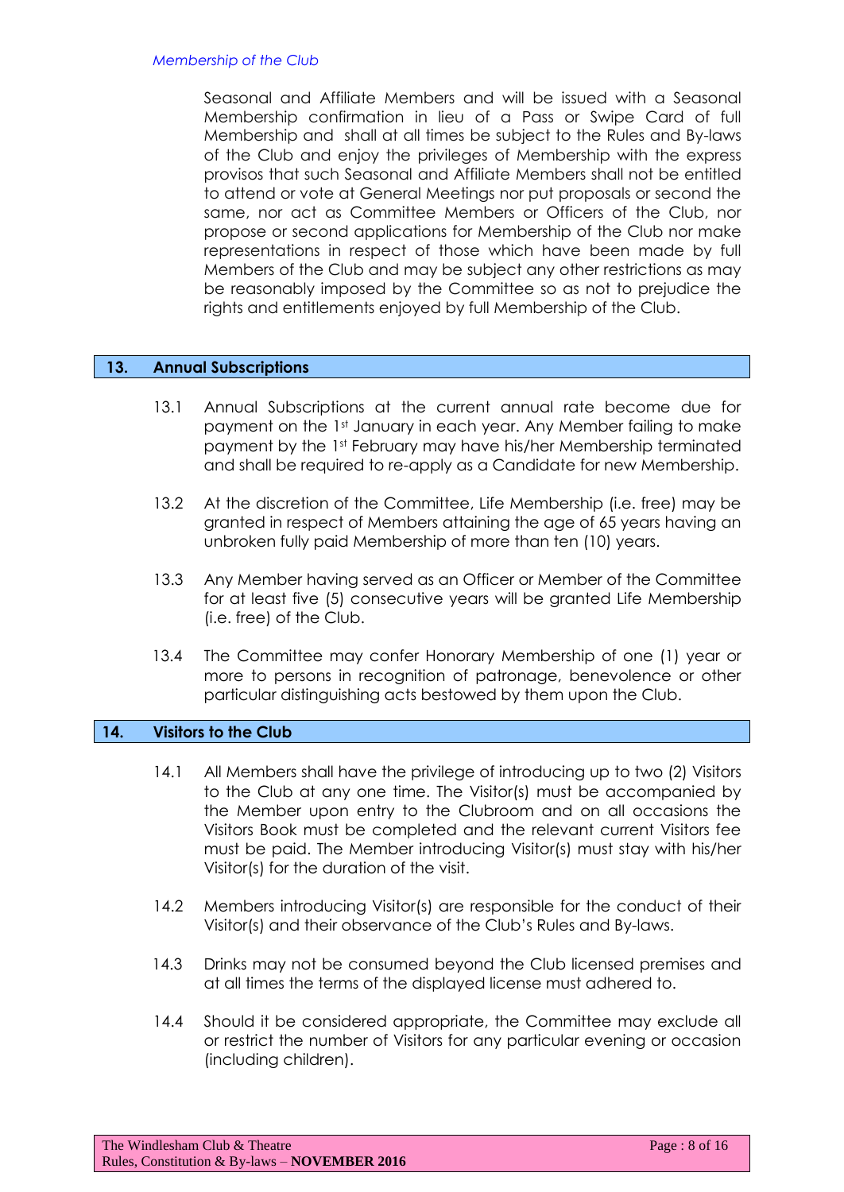Seasonal and Affiliate Members and will be issued with a Seasonal Membership confirmation in lieu of a Pass or Swipe Card of full Membership and shall at all times be subject to the Rules and By-laws of the Club and enjoy the privileges of Membership with the express provisos that such Seasonal and Affiliate Members shall not be entitled to attend or vote at General Meetings nor put proposals or second the same, nor act as Committee Members or Officers of the Club, nor propose or second applications for Membership of the Club nor make representations in respect of those which have been made by full Members of the Club and may be subject any other restrictions as may be reasonably imposed by the Committee so as not to prejudice the rights and entitlements enjoyed by full Membership of the Club.

## 13. Annual Subscriptions

13.1 Annual Subscriptions at the current annual rate become due for payment on the 1st January in each year. Any Member failing to make payment by the 1st February may have his/her Membership terminated and shall be required to re-apply as a Candidate for new Membership.

13.2 At the discretion of the Committee, Life Membership (i.e. free) may be granted in respect of Members attaining the age of 65 years having an unbroken fully paid Membership of more than ten (10) years.

13.3 Any Member having served as an Officer or Member of the Committee for at least five (5) consecutive years will be granted Life Membership (i.e. free) of the Club.

13.4 The Committee may confer Honorary Membership of one (1) year or more to persons in recognition of patronage, benevolence or other particular distinguishing acts bestowed by them upon the Club.

## 14. Visitors to the Club

14.1 All Members shall have the privilege of introducing up to two (2) Visitors to the Club at any one time. The Visitor(s) must be accompanied by the Member upon entry to the Clubroom and on all occasions the Visitors Book must be completed and the relevant current Visitors fee must be paid. The Member introducing Visitor(s) must stay with his/her Visitor(s) for the duration of the visit.

14.2 Members introducing Visitor(s) are responsible for the conduct of their Visitor(s) and their observance of the Club's Rules and By-laws.

14.3 Drinks may not be consumed beyond the Club licensed premises and at all times the terms of the displayed license must adhered to.

14.4 Should it be considered appropriate, the Committee may exclude all or restrict the number of Visitors for any particular evening or occasion (including children).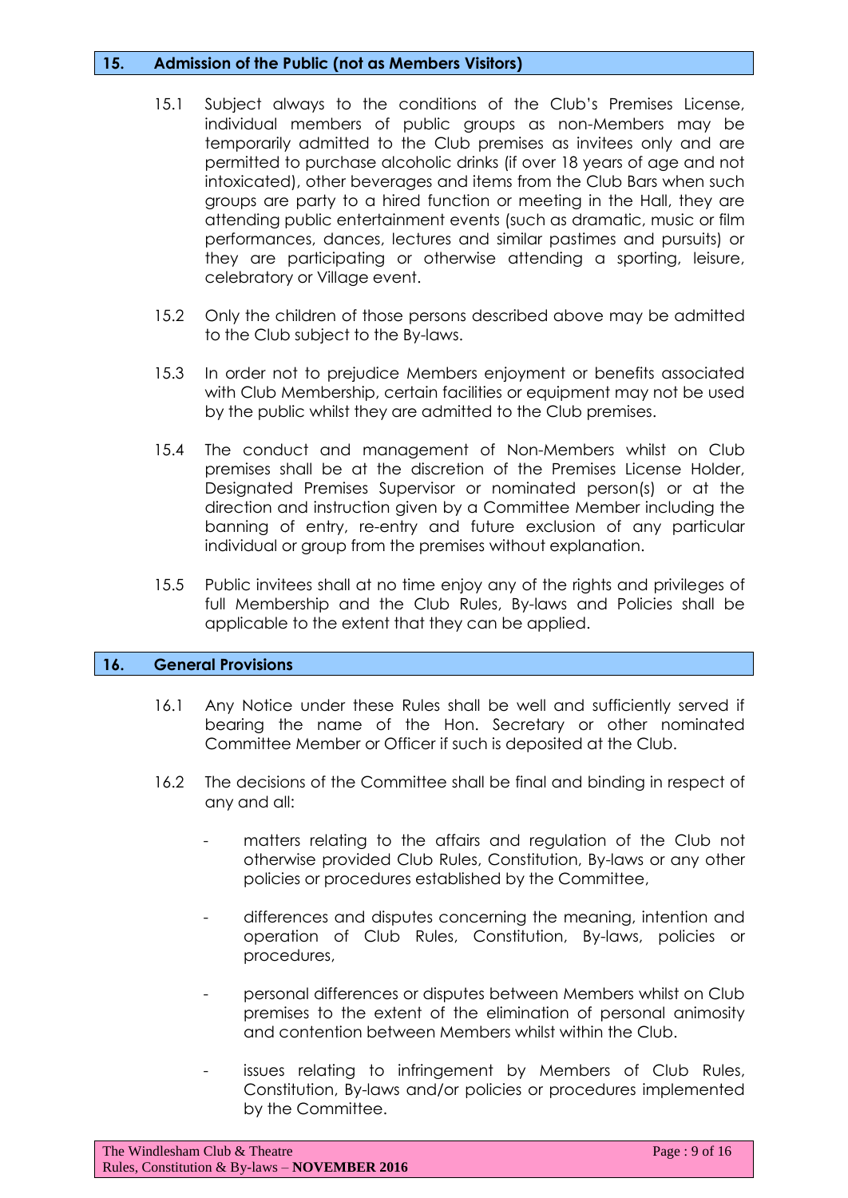## 15. Admission of the Public (not as Members Visitors)

15.1 Subject always to the conditions of the Club's Premises License, individual members of public groups as non-Members may be temporarily admitted to the Club premises as invitees only and are permitted to purchase alcoholic drinks (if over 18 years of age and not intoxicated), other beverages and items from the Club Bars when such groups are party to a hired function or meeting in the Hall, they are attending public entertainment events (such as dramatic, music or film performances, dances, lectures and similar pastimes and pursuits) or they are participating or otherwise attending a sporting, leisure, celebratory or Village event.

15.2 Only the children of those persons described above may be admitted to the Club subject to the By-laws.

15.3 In order not to prejudice Members enjoyment or benefits associated with Club Membership, certain facilities or equipment may not be used by the public whilst they are admitted to the Club premises.

15.4 The conduct and management of Non-Members whilst on Club premises shall be at the discretion of the Premises License Holder, Designated Premises Supervisor or nominated person(s) or at the direction and instruction given by a Committee Member including the banning of entry, re-entry and future exclusion of any particular individual or group from the premises without explanation.

15.5 Public invitees shall at no time enjoy any of the rights and privileges of full Membership and the Club Rules, By-laws and Policies shall be applicable to the extent that they can be applied.

## 16. General Provisions

16.1 Any Notice under these Rules shall be well and sufficiently served if bearing the name of the Hon. Secretary or other nominated Committee Member or Officer if such is deposited at the Club.

16.2 The decisions of the Committee shall be final and binding in respect of any and all:

- matters relating to the affairs and regulation of the Club not otherwise provided Club Rules, Constitution, By-laws or any other policies or procedures established by the Committee,
- differences and disputes concerning the meaning, intention and operation of Club Rules, Constitution, By-laws, policies or procedures,
- personal differences or disputes between Members whilst on Club premises to the extent of the elimination of personal animosity and contention between Members whilst within the Club.
- issues relating to infringement by Members of Club Rules, Constitution, By-laws and/or policies or procedures implemented by the Committee.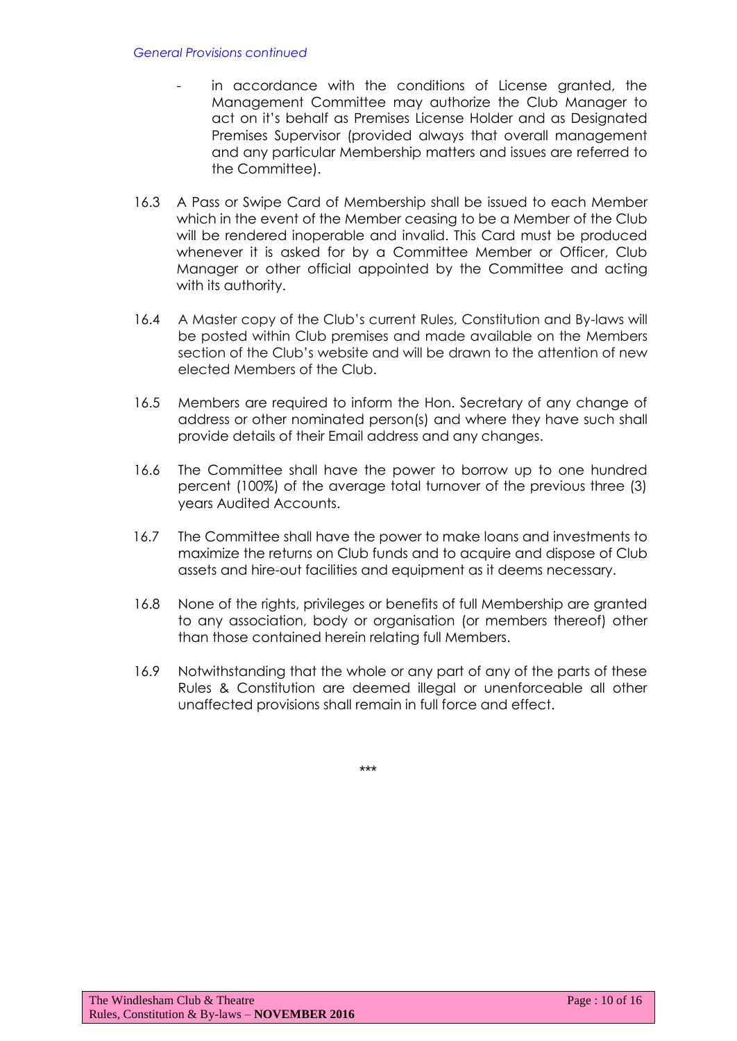*General Provisions continued*

- in accordance with the conditions of License granted, the Management Committee may authorize the Club Manager to act on it's behalf as Premises License Holder and as Designated Premises Supervisor (provided always that overall management and any particular Membership matters and issues are referred to the Committee).

16.3 A Pass or Swipe Card of Membership shall be issued to each Member which in the event of the Member ceasing to be a Member of the Club will be rendered inoperable and invalid. This Card must be produced whenever it is asked for by a Committee Member or Officer, Club Manager or other official appointed by the Committee and acting with its authority.

16.4 A Master copy of the Club's current Rules, Constitution and By-laws will be posted within Club premises and made available on the Members section of the Club's website and will be drawn to the attention of new elected Members of the Club.

16.5 Members are required to inform the Hon. Secretary of any change of address or other nominated person(s) and where they have such shall provide details of their Email address and any changes.

16.6 The Committee shall have the power to borrow up to one hundred percent (100%) of the average total turnover of the previous three (3) years Audited Accounts.

16.7 The Committee shall have the power to make loans and investments to maximize the returns on Club funds and to acquire and dispose of Club assets and hire-out facilities and equipment as it deems necessary.

16.8 None of the rights, privileges or benefits of full Membership are granted to any association, body or organisation (or members thereof) other than those contained herein relating full Members.

16.9 Notwithstanding that the whole or any part of any of the parts of these Rules & Constitution are deemed illegal or unenforceable all other unaffected provisions shall remain in full force and effect.

***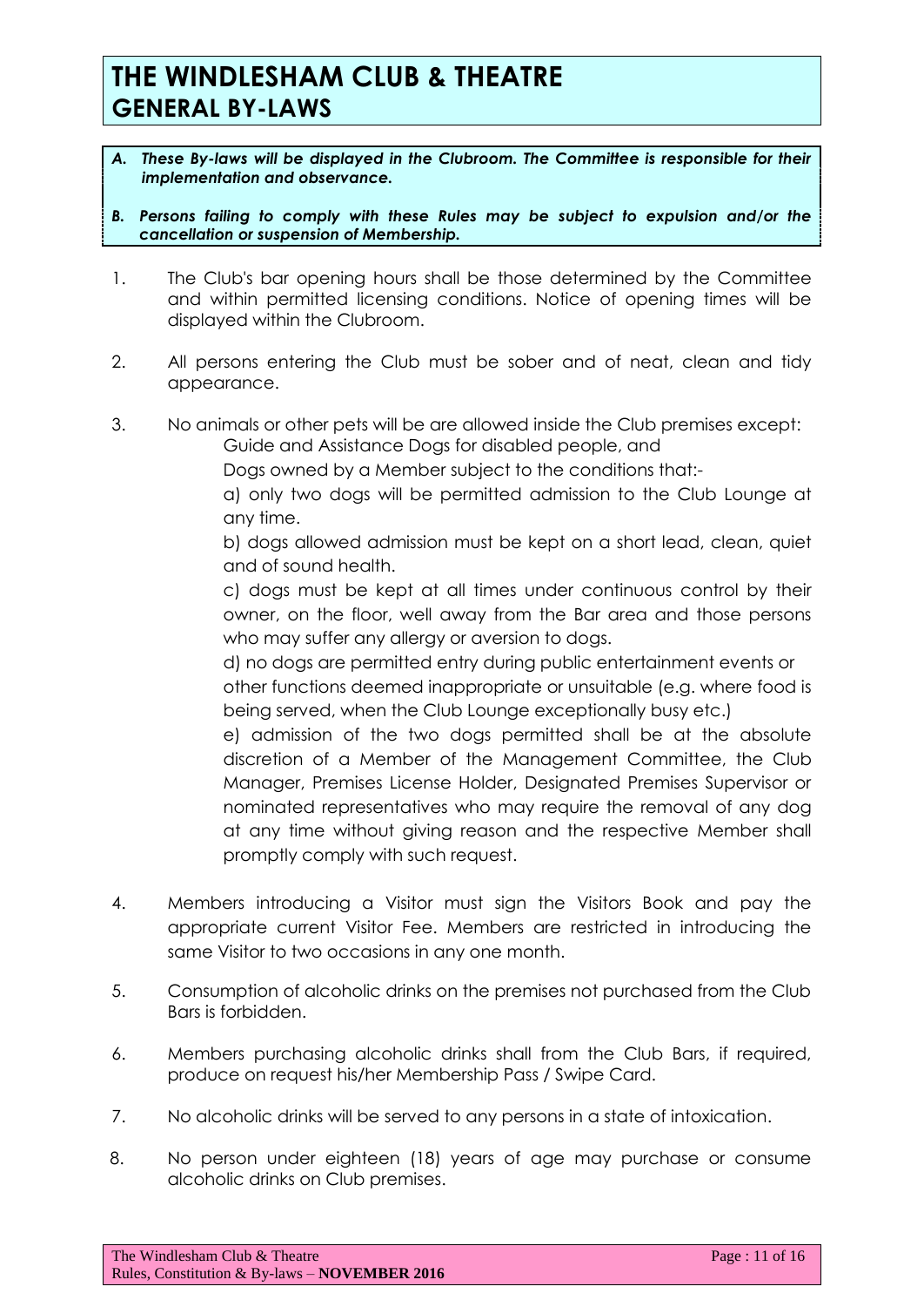# THE WINDLESHAM CLUB & THEATRE
## GENERAL BY-LAWS

***A. These By-laws will be displayed in the Clubroom. The Committee is responsible for their implementation and observance.***

***B. Persons failing to comply with these Rules may be subject to expulsion and/or the cancellation or suspension of Membership.***

1. The Club's bar opening hours shall be those determined by the Committee and within permitted licensing conditions. Notice of opening times will be displayed within the Clubroom.

2. All persons entering the Club must be sober and of neat, clean and tidy appearance.

3. No animals or other pets will be are allowed inside the Club premises except:

   Guide and Assistance Dogs for disabled people, and

   Dogs owned by a Member subject to the conditions that:-

   a) only two dogs will be permitted admission to the Club Lounge at any time.

   b) dogs allowed admission must be kept on a short lead, clean, quiet and of sound health.

   c) dogs must be kept at all times under continuous control by their owner, on the floor, well away from the Bar area and those persons who may suffer any allergy or aversion to dogs.

   d) no dogs are permitted entry during public entertainment events or other functions deemed inappropriate or unsuitable (e.g. where food is being served, when the Club Lounge exceptionally busy etc.)

   e) admission of the two dogs permitted shall be at the absolute discretion of a Member of the Management Committee, the Club Manager, Premises License Holder, Designated Premises Supervisor or nominated representatives who may require the removal of any dog at any time without giving reason and the respective Member shall promptly comply with such request.

4. Members introducing a Visitor must sign the Visitors Book and pay the appropriate current Visitor Fee. Members are restricted in introducing the same Visitor to two occasions in any one month.

5. Consumption of alcoholic drinks on the premises not purchased from the Club Bars is forbidden.

6. Members purchasing alcoholic drinks shall from the Club Bars, if required, produce on request his/her Membership Pass / Swipe Card.

7. No alcoholic drinks will be served to any persons in a state of intoxication.

8. No person under eighteen (18) years of age may purchase or consume alcoholic drinks on Club premises.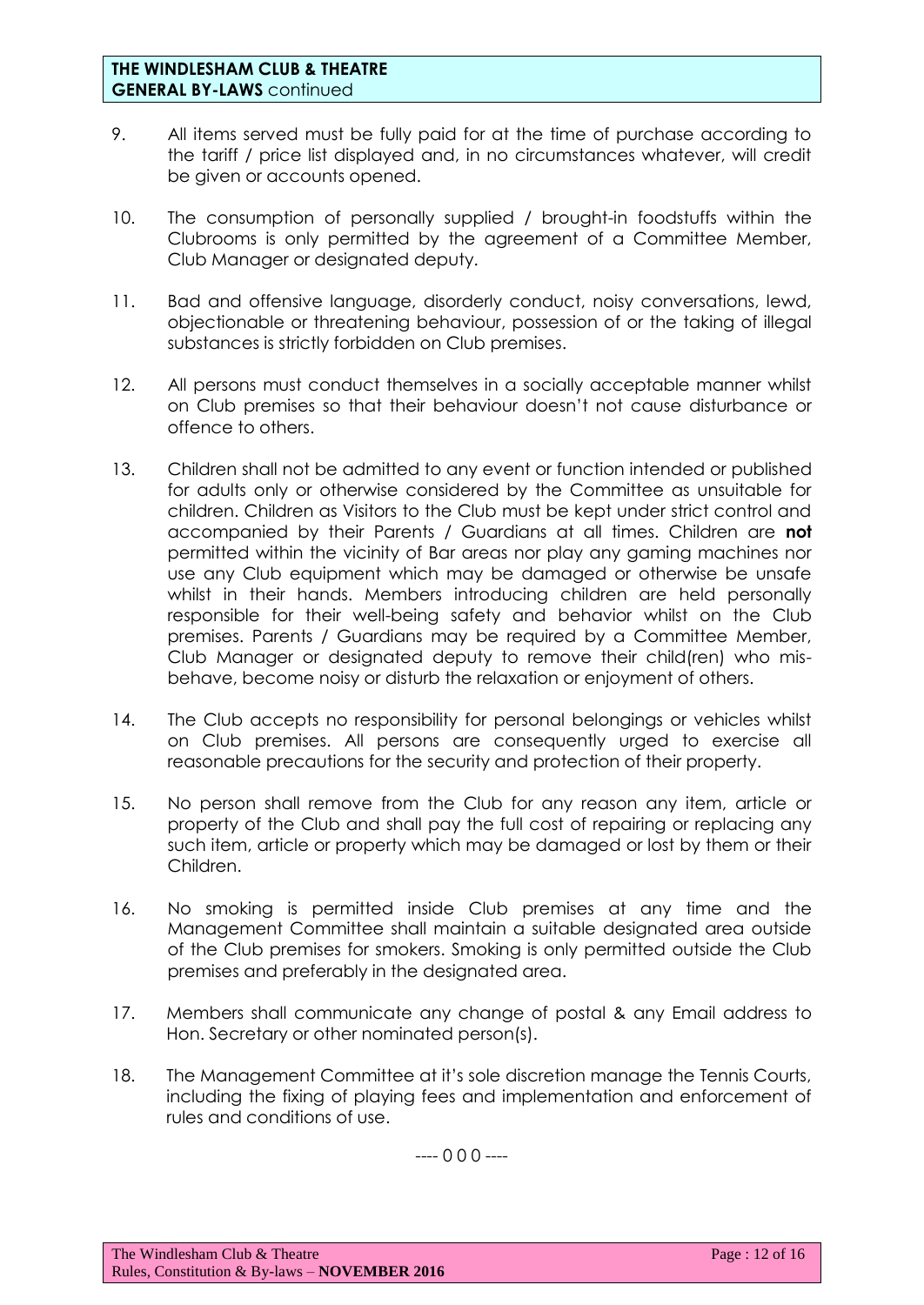**THE WINDLESHAM CLUB & THEATRE**
**GENERAL BY-LAWS** continued

9. All items served must be fully paid for at the time of purchase according to the tariff / price list displayed and, in no circumstances whatever, will credit be given or accounts opened.

10. The consumption of personally supplied / brought-in foodstuffs within the Clubrooms is only permitted by the agreement of a Committee Member, Club Manager or designated deputy.

11. Bad and offensive language, disorderly conduct, noisy conversations, lewd, objectionable or threatening behaviour, possession of or the taking of illegal substances is strictly forbidden on Club premises.

12. All persons must conduct themselves in a socially acceptable manner whilst on Club premises so that their behaviour doesn't not cause disturbance or offence to others.

13. Children shall not be admitted to any event or function intended or published for adults only or otherwise considered by the Committee as unsuitable for children. Children as Visitors to the Club must be kept under strict control and accompanied by their Parents / Guardians at all times. Children are **not** permitted within the vicinity of Bar areas nor play any gaming machines nor use any Club equipment which may be damaged or otherwise be unsafe whilst in their hands. Members introducing children are held personally responsible for their well-being safety and behavior whilst on the Club premises. Parents / Guardians may be required by a Committee Member, Club Manager or designated deputy to remove their child(ren) who mis-behave, become noisy or disturb the relaxation or enjoyment of others.

14. The Club accepts no responsibility for personal belongings or vehicles whilst on Club premises. All persons are consequently urged to exercise all reasonable precautions for the security and protection of their property.

15. No person shall remove from the Club for any reason any item, article or property of the Club and shall pay the full cost of repairing or replacing any such item, article or property which may be damaged or lost by them or their Children.

16. No smoking is permitted inside Club premises at any time and the Management Committee shall maintain a suitable designated area outside of the Club premises for smokers. Smoking is only permitted outside the Club premises and preferably in the designated area.

17. Members shall communicate any change of postal & any Email address to Hon. Secretary or other nominated person(s).

18. The Management Committee at it's sole discretion manage the Tennis Courts, including the fixing of playing fees and implementation and enforcement of rules and conditions of use.

---- 0 0 0 ----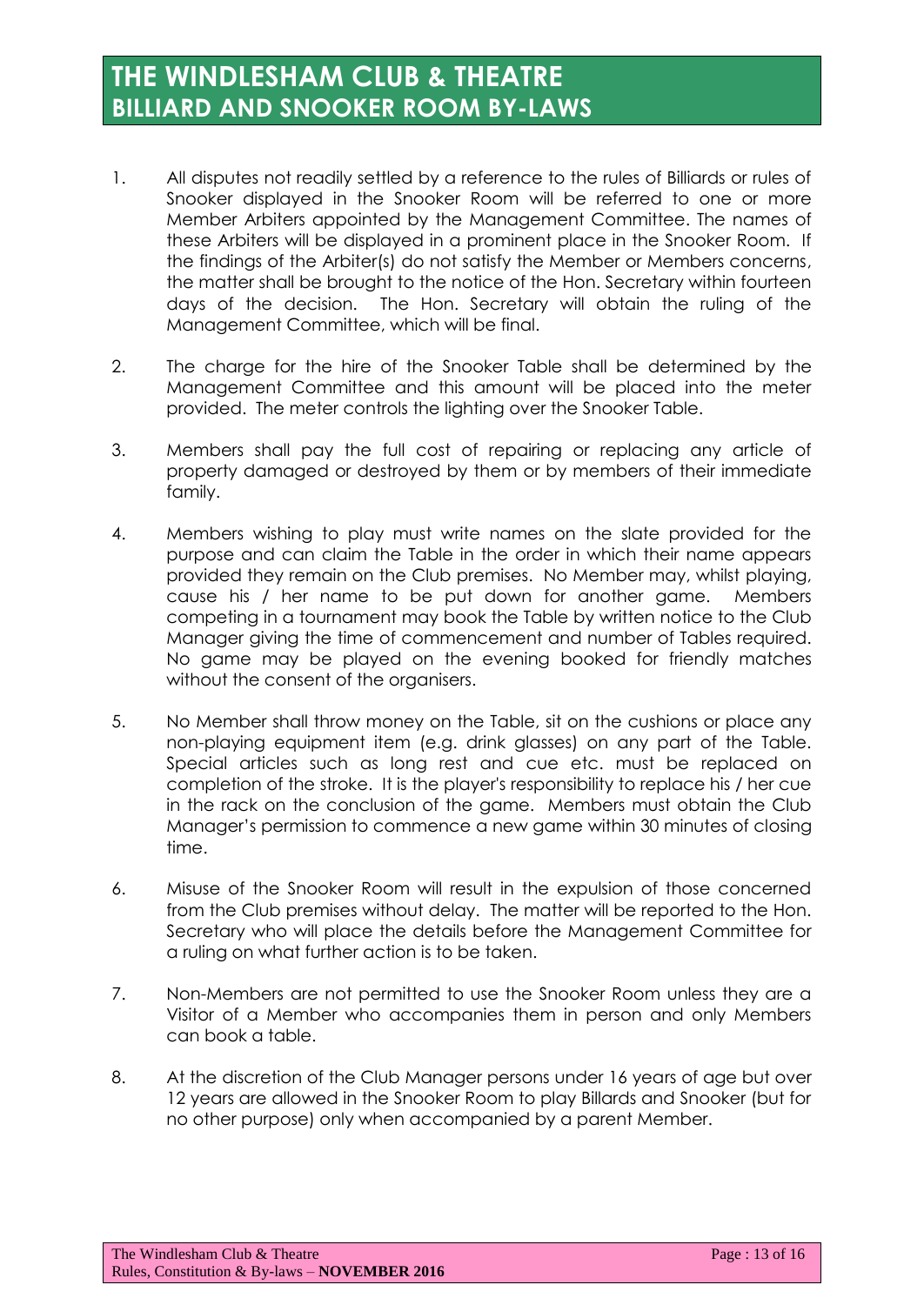# THE WINDLESHAM CLUB & THEATRE
## BILLIARD AND SNOOKER ROOM BY-LAWS

1. All disputes not readily settled by a reference to the rules of Billiards or rules of Snooker displayed in the Snooker Room will be referred to one or more Member Arbiters appointed by the Management Committee. The names of these Arbiters will be displayed in a prominent place in the Snooker Room. If the findings of the Arbiter(s) do not satisfy the Member or Members concerns, the matter shall be brought to the notice of the Hon. Secretary within fourteen days of the decision. The Hon. Secretary will obtain the ruling of the Management Committee, which will be final.

2. The charge for the hire of the Snooker Table shall be determined by the Management Committee and this amount will be placed into the meter provided. The meter controls the lighting over the Snooker Table.

3. Members shall pay the full cost of repairing or replacing any article of property damaged or destroyed by them or by members of their immediate family.

4. Members wishing to play must write names on the slate provided for the purpose and can claim the Table in the order in which their name appears provided they remain on the Club premises. No Member may, whilst playing, cause his / her name to be put down for another game. Members competing in a tournament may book the Table by written notice to the Club Manager giving the time of commencement and number of Tables required. No game may be played on the evening booked for friendly matches without the consent of the organisers.

5. No Member shall throw money on the Table, sit on the cushions or place any non-playing equipment item (e.g. drink glasses) on any part of the Table. Special articles such as long rest and cue etc. must be replaced on completion of the stroke. It is the player's responsibility to replace his / her cue in the rack on the conclusion of the game. Members must obtain the Club Manager's permission to commence a new game within 30 minutes of closing time.

6. Misuse of the Snooker Room will result in the expulsion of those concerned from the Club premises without delay. The matter will be reported to the Hon. Secretary who will place the details before the Management Committee for a ruling on what further action is to be taken.

7. Non-Members are not permitted to use the Snooker Room unless they are a Visitor of a Member who accompanies them in person and only Members can book a table.

8. At the discretion of the Club Manager persons under 16 years of age but over 12 years are allowed in the Snooker Room to play Billards and Snooker (but for no other purpose) only when accompanied by a parent Member.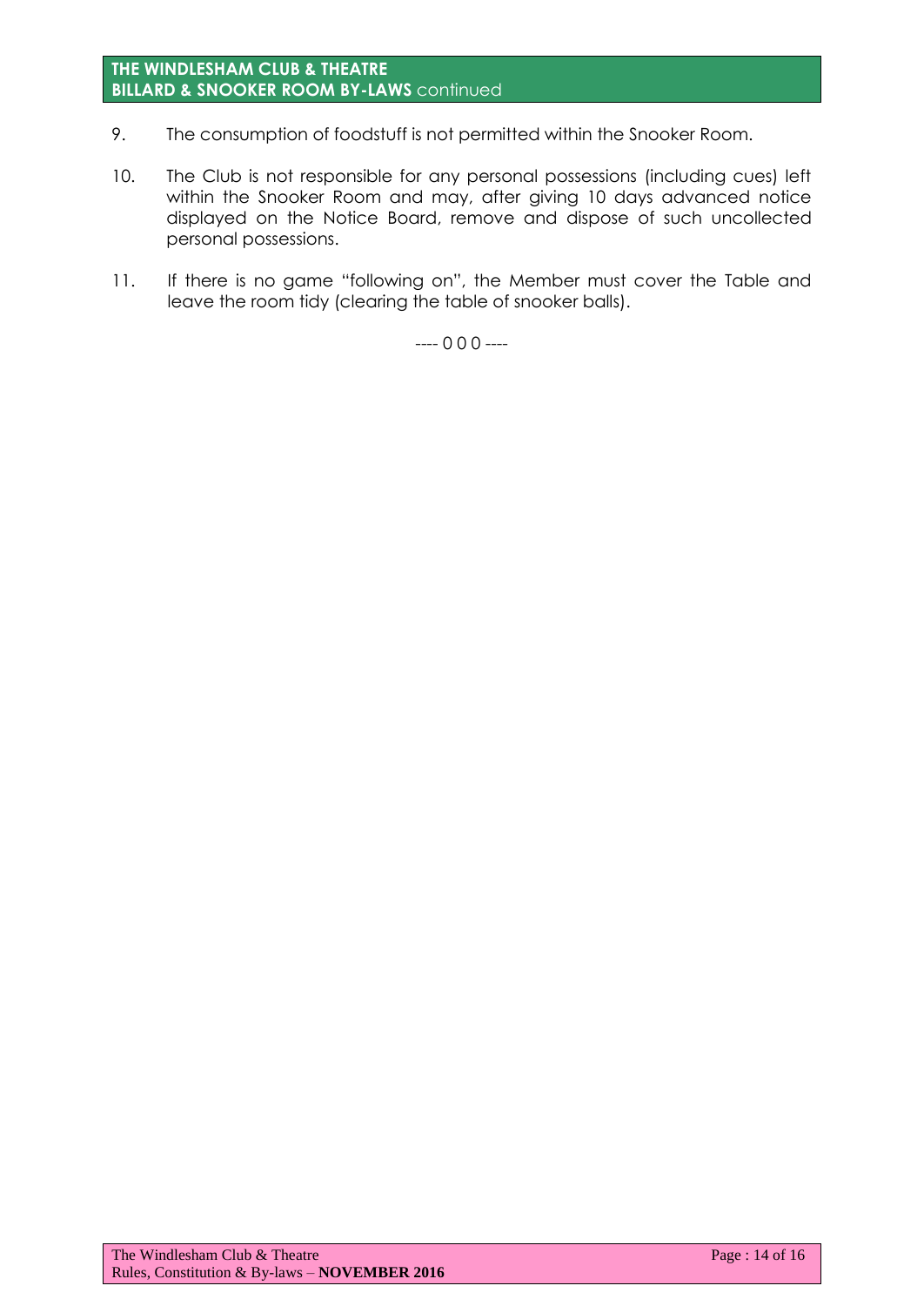**THE WINDLESHAM CLUB & THEATRE**
**BILLARD & SNOOKER ROOM BY-LAWS** continued

9. The consumption of foodstuff is not permitted within the Snooker Room.

10. The Club is not responsible for any personal possessions (including cues) left within the Snooker Room and may, after giving 10 days advanced notice displayed on the Notice Board, remove and dispose of such uncollected personal possessions.

11. If there is no game "following on", the Member must cover the Table and leave the room tidy (clearing the table of snooker balls).

---- 0 0 0 ----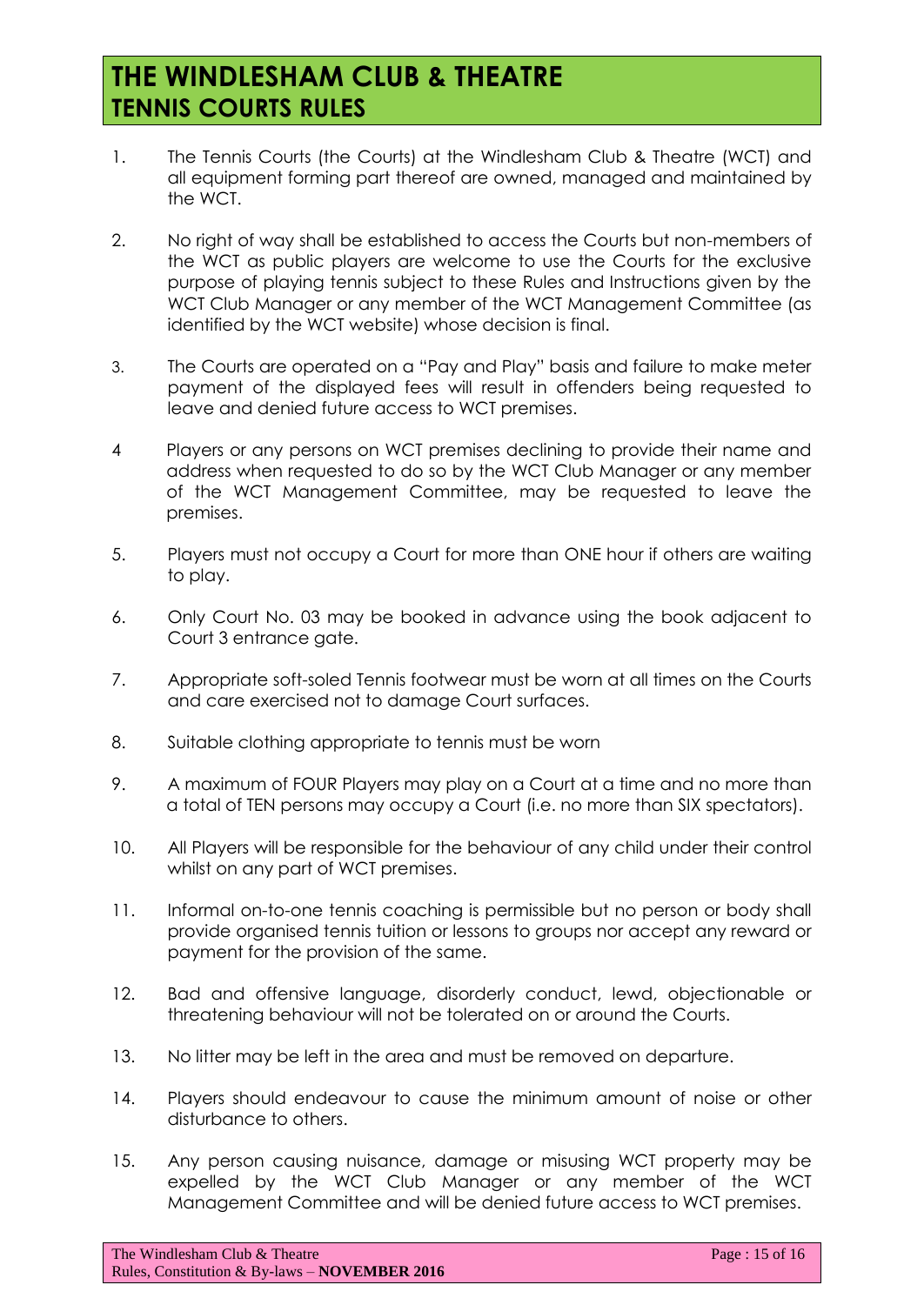# THE WINDLESHAM CLUB & THEATRE
## TENNIS COURTS RULES

1. The Tennis Courts (the Courts) at the Windlesham Club & Theatre (WCT) and all equipment forming part thereof are owned, managed and maintained by the WCT.

2. No right of way shall be established to access the Courts but non-members of the WCT as public players are welcome to use the Courts for the exclusive purpose of playing tennis subject to these Rules and Instructions given by the WCT Club Manager or any member of the WCT Management Committee (as identified by the WCT website) whose decision is final.

3. The Courts are operated on a "Pay and Play" basis and failure to make meter payment of the displayed fees will result in offenders being requested to leave and denied future access to WCT premises.

4 Players or any persons on WCT premises declining to provide their name and address when requested to do so by the WCT Club Manager or any member of the WCT Management Committee, may be requested to leave the premises.

5. Players must not occupy a Court for more than ONE hour if others are waiting to play.

6. Only Court No. 03 may be booked in advance using the book adjacent to Court 3 entrance gate.

7. Appropriate soft-soled Tennis footwear must be worn at all times on the Courts and care exercised not to damage Court surfaces.

8. Suitable clothing appropriate to tennis must be worn

9. A maximum of FOUR Players may play on a Court at a time and no more than a total of TEN persons may occupy a Court (i.e. no more than SIX spectators).

10. All Players will be responsible for the behaviour of any child under their control whilst on any part of WCT premises.

11. Informal on-to-one tennis coaching is permissible but no person or body shall provide organised tennis tuition or lessons to groups nor accept any reward or payment for the provision of the same.

12. Bad and offensive language, disorderly conduct, lewd, objectionable or threatening behaviour will not be tolerated on or around the Courts.

13. No litter may be left in the area and must be removed on departure.

14. Players should endeavour to cause the minimum amount of noise or other disturbance to others.

15. Any person causing nuisance, damage or misusing WCT property may be expelled by the WCT Club Manager or any member of the WCT Management Committee and will be denied future access to WCT premises.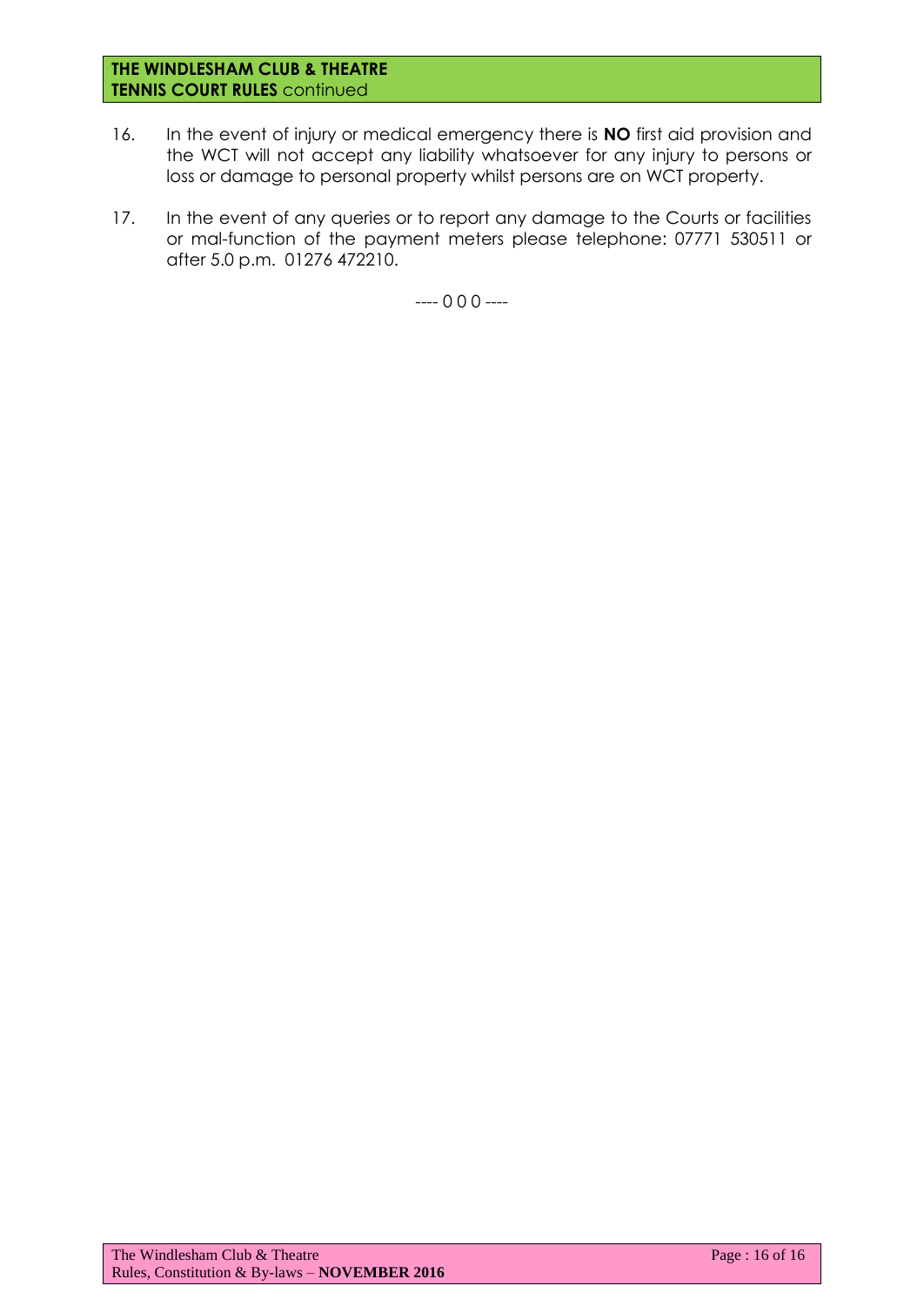**THE WINDLESHAM CLUB & THEATRE**
**TENNIS COURT RULES** continued

16. In the event of injury or medical emergency there is **NO** first aid provision and the WCT will not accept any liability whatsoever for any injury to persons or loss or damage to personal property whilst persons are on WCT property.

17. In the event of any queries or to report any damage to the Courts or facilities or mal-function of the payment meters please telephone: 07771 530511 or after 5.0 p.m. 01276 472210.

---- 0 0 0 ----